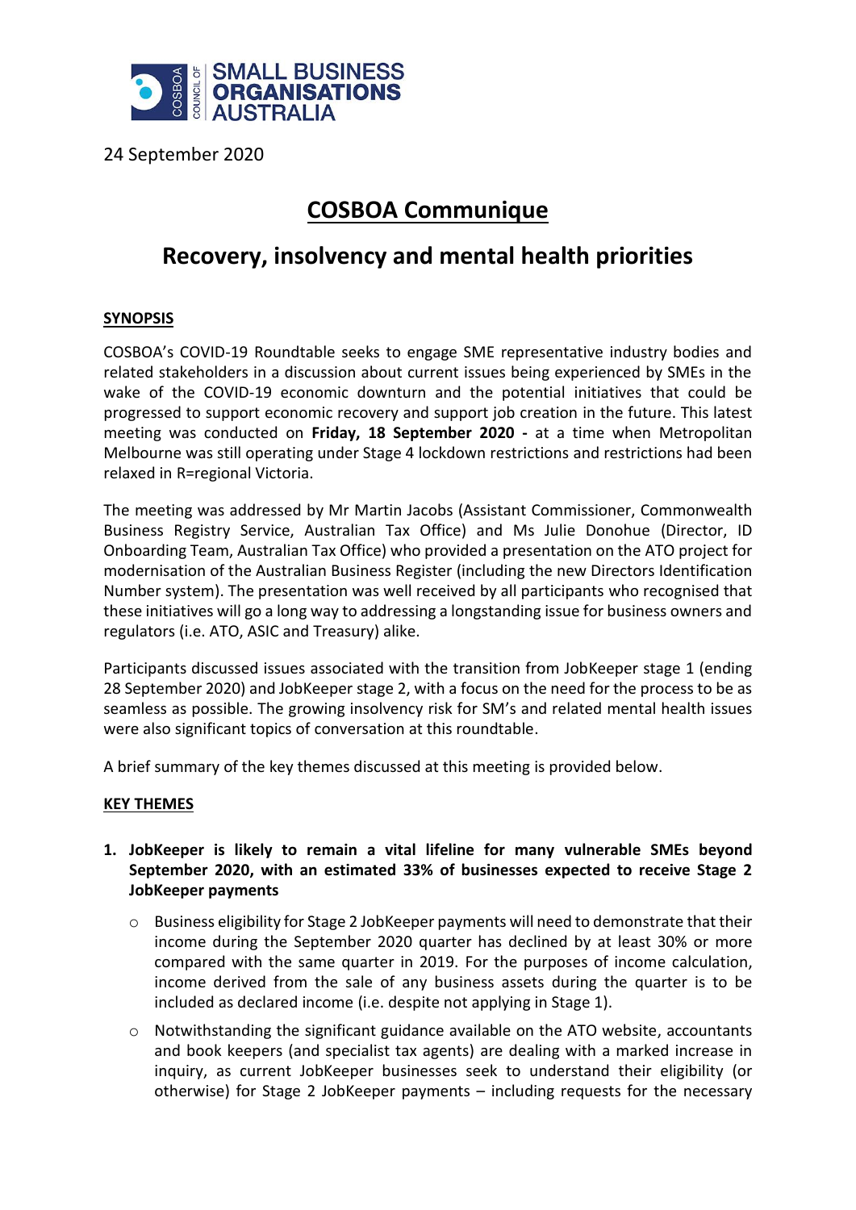SMALL BUSINESS ORGANISATIONS AUSTRALIA

24 September 2020

# COSBOA Communique

## Recovery, insolvency and mental health priorities

### SYNOPSIS

COSBOA's COVID-19 Roundtable seeks to engage SME representative industry bodies and related stakeholders in a discussion about current issues being experienced by SMEs in the wake of the COVID-19 economic downturn and the potential initiatives that could be progressed to support economic recovery and support job creation in the future. This latest meeting was conducted on **Friday, 18 September 2020 -** at a time when Metropolitan Melbourne was still operating under Stage 4 lockdown restrictions and restrictions had been relaxed in R=regional Victoria.

The meeting was addressed by Mr Martin Jacobs (Assistant Commissioner, Commonwealth Business Registry Service, Australian Tax Office) and Ms Julie Donohue (Director, ID Onboarding Team, Australian Tax Office) who provided a presentation on the ATO project for modernisation of the Australian Business Register (including the new Directors Identification Number system). The presentation was well received by all participants who recognised that these initiatives will go a long way to addressing a longstanding issue for business owners and regulators (i.e. ATO, ASIC and Treasury) alike.

Participants discussed issues associated with the transition from JobKeeper stage 1 (ending 28 September 2020) and JobKeeper stage 2, with a focus on the need for the process to be as seamless as possible. The growing insolvency risk for SM's and related mental health issues were also significant topics of conversation at this roundtable.

A brief summary of the key themes discussed at this meeting is provided below.

### KEY THEMES

1. **JobKeeper is likely to remain a vital lifeline for many vulnerable SMEs beyond September 2020, with an estimated 33% of businesses expected to receive Stage 2 JobKeeper payments**
   - Business eligibility for Stage 2 JobKeeper payments will need to demonstrate that their income during the September 2020 quarter has declined by at least 30% or more compared with the same quarter in 2019. For the purposes of income calculation, income derived from the sale of any business assets during the quarter is to be included as declared income (i.e. despite not applying in Stage 1).
   - Notwithstanding the significant guidance available on the ATO website, accountants and book keepers (and specialist tax agents) are dealing with a marked increase in inquiry, as current JobKeeper businesses seek to understand their eligibility (or otherwise) for Stage 2 JobKeeper payments – including requests for the necessary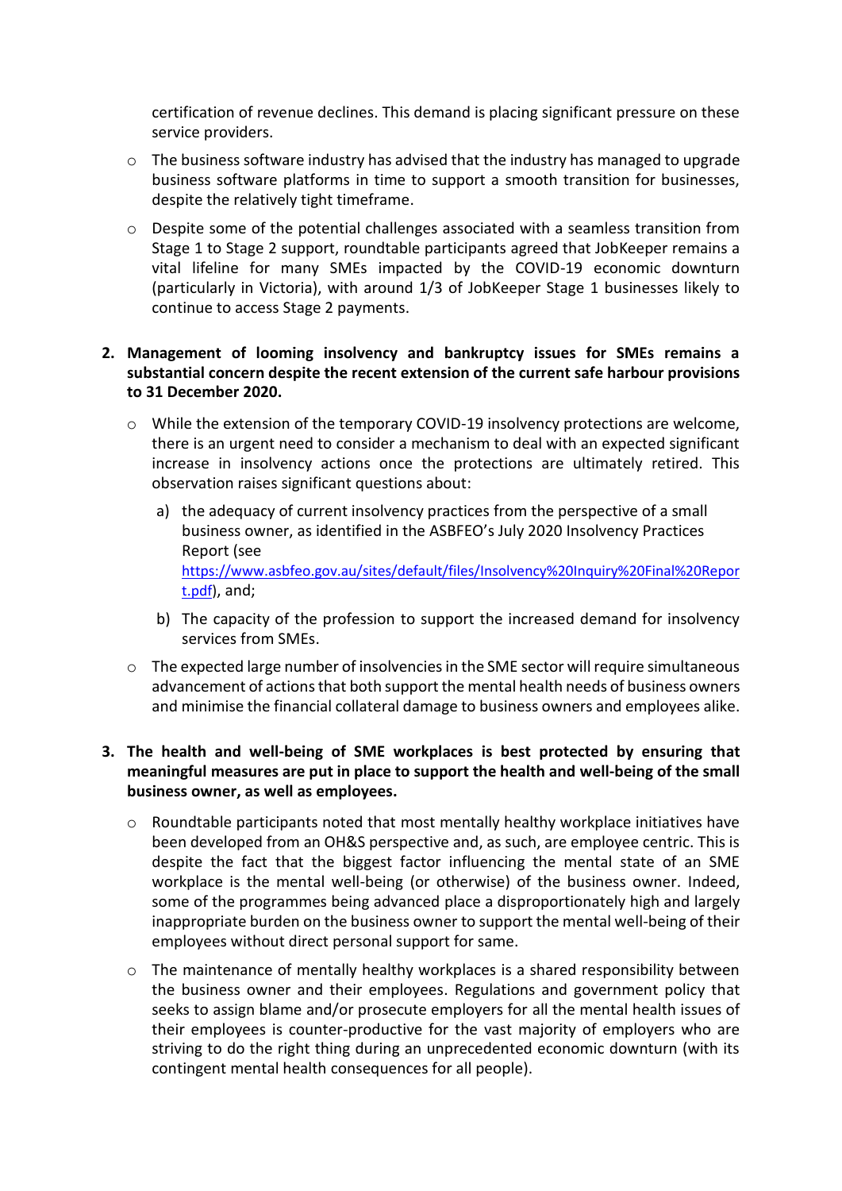certification of revenue declines. This demand is placing significant pressure on these service providers.

- The business software industry has advised that the industry has managed to upgrade business software platforms in time to support a smooth transition for businesses, despite the relatively tight timeframe.
- Despite some of the potential challenges associated with a seamless transition from Stage 1 to Stage 2 support, roundtable participants agreed that JobKeeper remains a vital lifeline for many SMEs impacted by the COVID-19 economic downturn (particularly in Victoria), with around 1/3 of JobKeeper Stage 1 businesses likely to continue to access Stage 2 payments.

2. **Management of looming insolvency and bankruptcy issues for SMEs remains a substantial concern despite the recent extension of the current safe harbour provisions to 31 December 2020.**

   - While the extension of the temporary COVID-19 insolvency protections are welcome, there is an urgent need to consider a mechanism to deal with an expected significant increase in insolvency actions once the protections are ultimately retired. This observation raises significant questions about:

     a) the adequacy of current insolvency practices from the perspective of a small business owner, as identified in the ASBFEO's July 2020 Insolvency Practices Report (see [https://www.asbfeo.gov.au/sites/default/files/Insolvency%20Inquiry%20Final%20Report.pdf](https://www.asbfeo.gov.au/sites/default/files/Insolvency%20Inquiry%20Final%20Report.pdf)), and;

     b) The capacity of the profession to support the increased demand for insolvency services from SMEs.

   - The expected large number of insolvencies in the SME sector will require simultaneous advancement of actions that both support the mental health needs of business owners and minimise the financial collateral damage to business owners and employees alike.

3. **The health and well-being of SME workplaces is best protected by ensuring that meaningful measures are put in place to support the health and well-being of the small business owner, as well as employees.**

   - Roundtable participants noted that most mentally healthy workplace initiatives have been developed from an OH&S perspective and, as such, are employee centric. This is despite the fact that the biggest factor influencing the mental state of an SME workplace is the mental well-being (or otherwise) of the business owner. Indeed, some of the programmes being advanced place a disproportionately high and largely inappropriate burden on the business owner to support the mental well-being of their employees without direct personal support for same.
   - The maintenance of mentally healthy workplaces is a shared responsibility between the business owner and their employees. Regulations and government policy that seeks to assign blame and/or prosecute employers for all the mental health issues of their employees is counter-productive for the vast majority of employers who are striving to do the right thing during an unprecedented economic downturn (with its contingent mental health consequences for all people).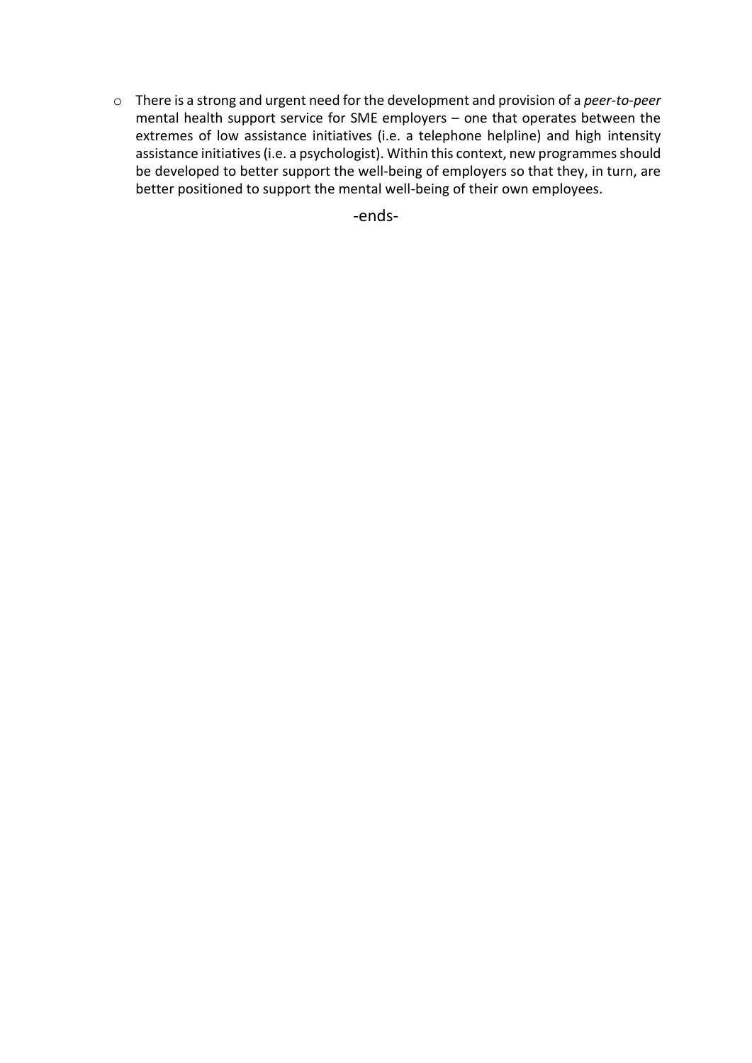- There is a strong and urgent need for the development and provision of a *peer-to-peer* mental health support service for SME employers – one that operates between the extremes of low assistance initiatives (i.e. a telephone helpline) and high intensity assistance initiatives (i.e. a psychologist). Within this context, new programmes should be developed to better support the well-being of employers so that they, in turn, are better positioned to support the mental well-being of their own employees.

-ends-